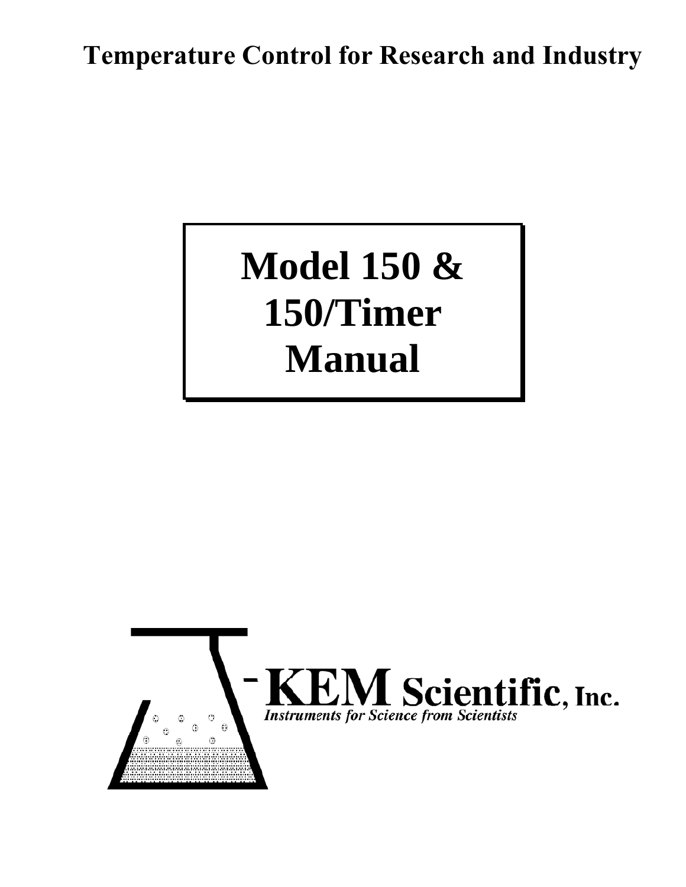**Temperature Control for Research and Industry**

# Model 150 & 150/Timer Manual

**KEM Scientific, Inc.**

*Instruments for Science from Scientists*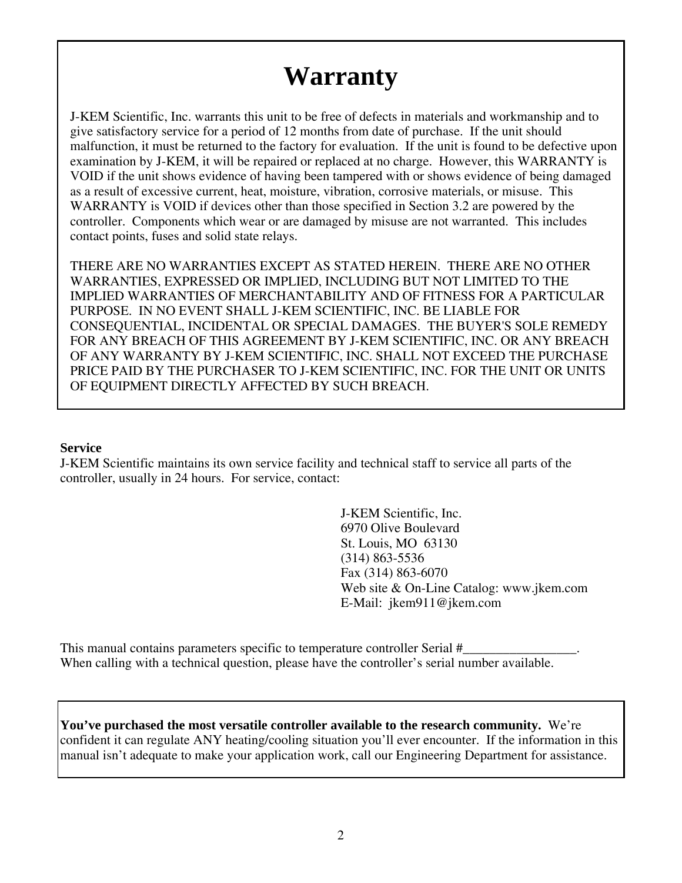# Warranty

J-KEM Scientific, Inc. warrants this unit to be free of defects in materials and workmanship and to give satisfactory service for a period of 12 months from date of purchase. If the unit should malfunction, it must be returned to the factory for evaluation. If the unit is found to be defective upon examination by J-KEM, it will be repaired or replaced at no charge. However, this WARRANTY is VOID if the unit shows evidence of having been tampered with or shows evidence of being damaged as a result of excessive current, heat, moisture, vibration, corrosive materials, or misuse. This WARRANTY is VOID if devices other than those specified in Section 3.2 are powered by the controller. Components which wear or are damaged by misuse are not warranted. This includes contact points, fuses and solid state relays.

THERE ARE NO WARRANTIES EXCEPT AS STATED HEREIN. THERE ARE NO OTHER WARRANTIES, EXPRESSED OR IMPLIED, INCLUDING BUT NOT LIMITED TO THE IMPLIED WARRANTIES OF MERCHANTABILITY AND OF FITNESS FOR A PARTICULAR PURPOSE. IN NO EVENT SHALL J-KEM SCIENTIFIC, INC. BE LIABLE FOR CONSEQUENTIAL, INCIDENTAL OR SPECIAL DAMAGES. THE BUYER'S SOLE REMEDY FOR ANY BREACH OF THIS AGREEMENT BY J-KEM SCIENTIFIC, INC. OR ANY BREACH OF ANY WARRANTY BY J-KEM SCIENTIFIC, INC. SHALL NOT EXCEED THE PURCHASE PRICE PAID BY THE PURCHASER TO J-KEM SCIENTIFIC, INC. FOR THE UNIT OR UNITS OF EQUIPMENT DIRECTLY AFFECTED BY SUCH BREACH.

**Service**

J-KEM Scientific maintains its own service facility and technical staff to service all parts of the controller, usually in 24 hours. For service, contact:

J-KEM Scientific, Inc.
6970 Olive Boulevard
St. Louis, MO 63130
(314) 863-5536
Fax (314) 863-6070
Web site & On-Line Catalog: www.jkem.com
E-Mail: jkem911@jkem.com

This manual contains parameters specific to temperature controller Serial #_________________.
When calling with a technical question, please have the controller's serial number available.

**You've purchased the most versatile controller available to the research community.** We're confident it can regulate ANY heating/cooling situation you'll ever encounter. If the information in this manual isn't adequate to make your application work, call our Engineering Department for assistance.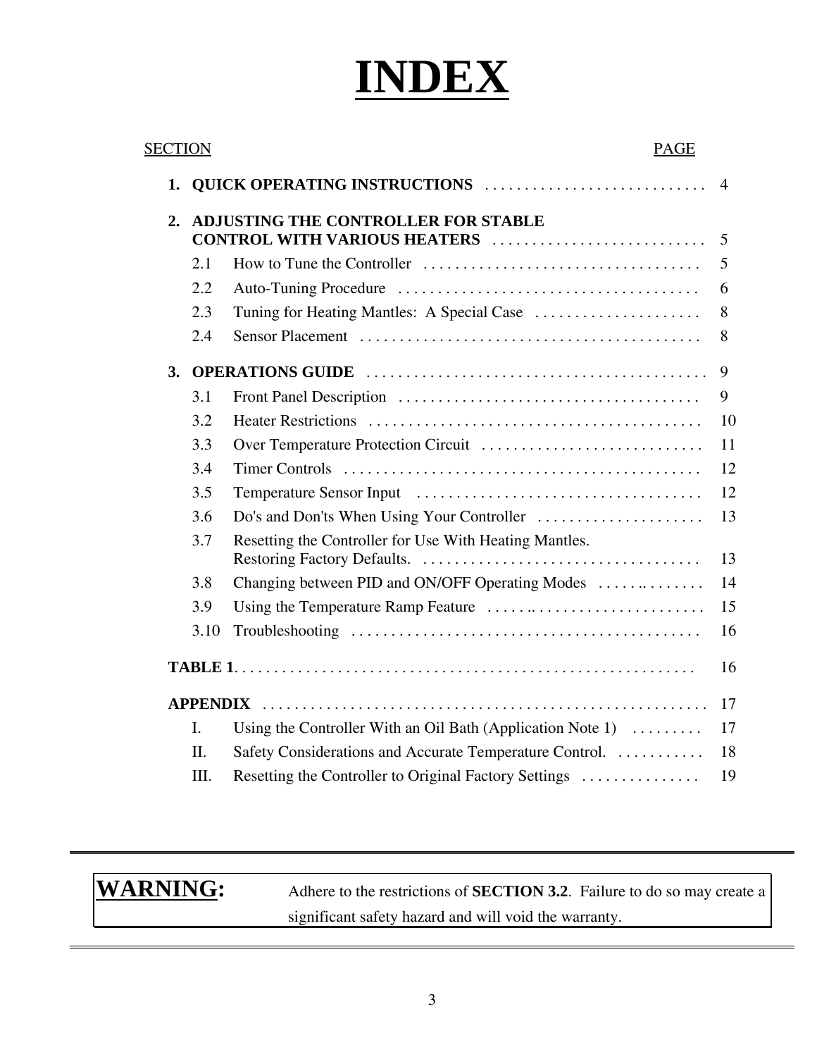# INDEX

| SECTION | PAGE |
|---|---|
| **1. QUICK OPERATING INSTRUCTIONS** | 4 |
| **2. ADJUSTING THE CONTROLLER FOR STABLE CONTROL WITH VARIOUS HEATERS** | 5 |
| 2.1 How to Tune the Controller | 5 |
| 2.2 Auto-Tuning Procedure | 6 |
| 2.3 Tuning for Heating Mantles: A Special Case | 8 |
| 2.4 Sensor Placement | 8 |
| **3. OPERATIONS GUIDE** | 9 |
| 3.1 Front Panel Description | 9 |
| 3.2 Heater Restrictions | 10 |
| 3.3 Over Temperature Protection Circuit | 11 |
| 3.4 Timer Controls | 12 |
| 3.5 Temperature Sensor Input | 12 |
| 3.6 Do's and Don'ts When Using Your Controller | 13 |
| 3.7 Resetting the Controller for Use With Heating Mantles. Restoring Factory Defaults. | 13 |
| 3.8 Changing between PID and ON/OFF Operating Modes | 14 |
| 3.9 Using the Temperature Ramp Feature | 15 |
| 3.10 Troubleshooting | 16 |
| **TABLE 1** | 16 |
| **APPENDIX** | 17 |
| I. Using the Controller With an Oil Bath (Application Note 1) | 17 |
| II. Safety Considerations and Accurate Temperature Control. | 18 |
| III. Resetting the Controller to Original Factory Settings | 19 |

**WARNING:** Adhere to the restrictions of **SECTION 3.2**. Failure to do so may create a significant safety hazard and will void the warranty.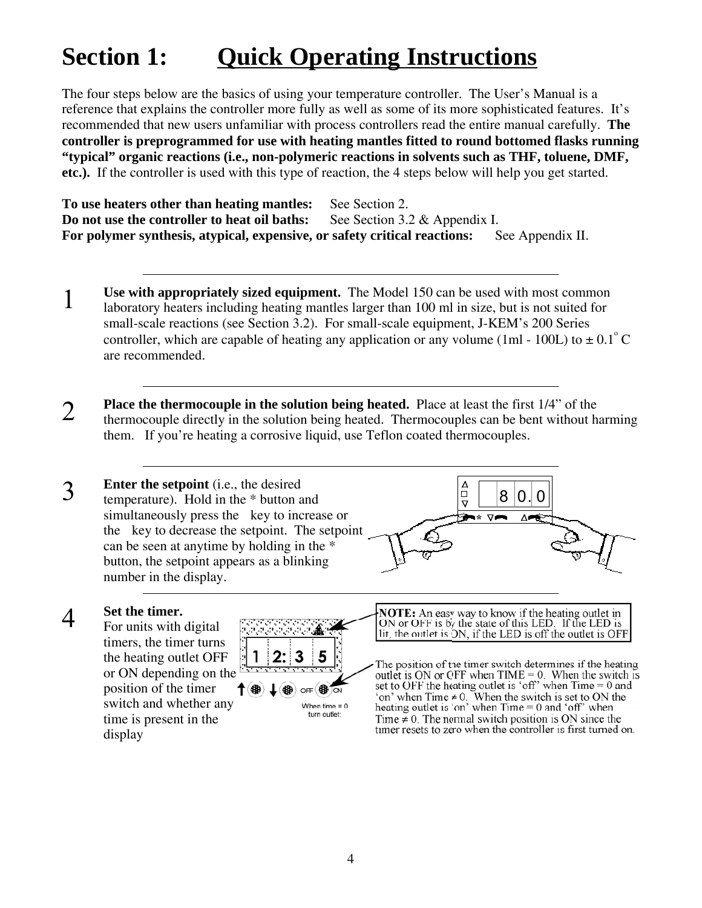# Section 1: Quick Operating Instructions

The four steps below are the basics of using your temperature controller. The User's Manual is a reference that explains the controller more fully as well as some of its more sophisticated features. It's recommended that new users unfamiliar with process controllers read the entire manual carefully. **The controller is preprogrammed for use with heating mantles fitted to round bottomed flasks running "typical" organic reactions (i.e., non-polymeric reactions in solvents such as THF, toluene, DMF, etc.).** If the controller is used with this type of reaction, the 4 steps below will help you get started.

**To use heaters other than heating mantles:** See Section 2.
**Do not use the controller to heat oil baths:** See Section 3.2 & Appendix I.
**For polymer synthesis, atypical, expensive, or safety critical reactions:** See Appendix II.

---

1. **Use with appropriately sized equipment.** The Model 150 can be used with most common laboratory heaters including heating mantles larger than 100 ml in size, but is not suited for small-scale reactions (see Section 3.2). For small-scale equipment, J-KEM's 200 Series controller, which are capable of heating any application or any volume (1ml - 100L) to ± 0.1° C are recommended.

---

2. **Place the thermocouple in the solution being heated.** Place at least the first 1/4" of the thermocouple directly in the solution being heated. Thermocouples can be bent without harming them. If you're heating a corrosive liquid, use Teflon coated thermocouples.

---

3. **Enter the setpoint** (i.e., the desired temperature). Hold in the * button and simultaneously press the key to increase or the key to decrease the setpoint. The setpoint can be seen at anytime by holding in the * button, the setpoint appears as a blinking number in the display.

   80.0

---

4. **Set the timer.**
   For units with digital timers, the timer turns the heating outlet OFF or ON depending on the position of the timer switch and whether any time is present in the display

   12:35

   OFF ON — When time = 0 turn outlet:

   **NOTE:** An easy way to know if the heating outlet in ON or OFF is by the state of this LED. If the LED is lit, the outlet is ON, if the LED is off the outlet is OFF

   The position of the timer switch determines if the heating outlet is ON or OFF when TIME = 0. When the switch is set to OFF the heating outlet is 'off' when Time = 0 and 'on' when Time ≠ 0. When the switch is set to ON the heating outlet is 'on' when Time = 0 and 'off' when Time ≠ 0. The normal switch position is ON since the timer resets to zero when the controller is first turned on.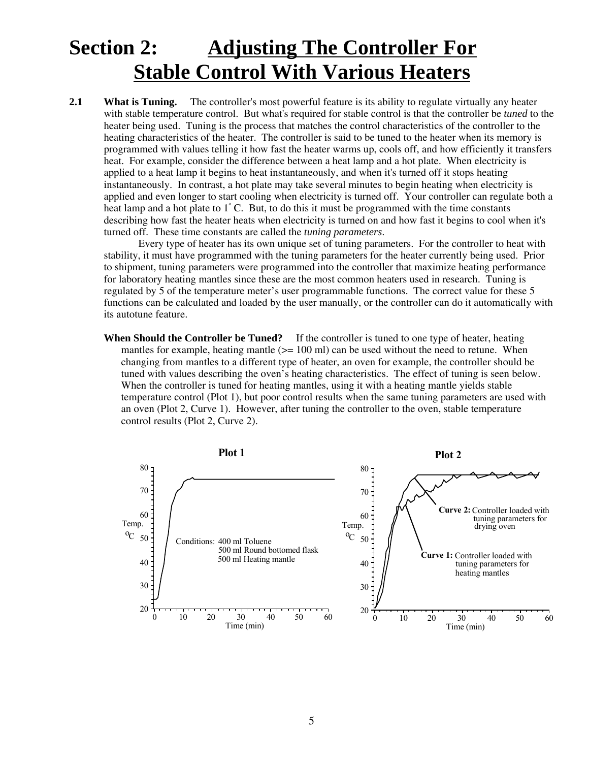# Section 2: Adjusting The Controller For Stable Control With Various Heaters

**2.1 What is Tuning.** The controller's most powerful feature is its ability to regulate virtually any heater with stable temperature control. But what's required for stable control is that the controller be *tuned* to the heater being used. Tuning is the process that matches the control characteristics of the controller to the heating characteristics of the heater. The controller is said to be tuned to the heater when its memory is programmed with values telling it how fast the heater warms up, cools off, and how efficiently it transfers heat. For example, consider the difference between a heat lamp and a hot plate. When electricity is applied to a heat lamp it begins to heat instantaneously, and when it's turned off it stops heating instantaneously. In contrast, a hot plate may take several minutes to begin heating when electricity is applied and even longer to start cooling when electricity is turned off. Your controller can regulate both a heat lamp and a hot plate to 1° C. But, to do this it must be programmed with the time constants describing how fast the heater heats when electricity is turned on and how fast it begins to cool when it's turned off. These time constants are called the *tuning parameters*.

Every type of heater has its own unique set of tuning parameters. For the controller to heat with stability, it must have programmed with the tuning parameters for the heater currently being used. Prior to shipment, tuning parameters were programmed into the controller that maximize heating performance for laboratory heating mantles since these are the most common heaters used in research. Tuning is regulated by 5 of the temperature meter's user programmable functions. The correct value for these 5 functions can be calculated and loaded by the user manually, or the controller can do it automatically with its autotune feature.

**When Should the Controller be Tuned?** If the controller is tuned to one type of heater, heating mantles for example, heating mantle (>= 100 ml) can be used without the need to retune. When changing from mantles to a different type of heater, an oven for example, the controller should be tuned with values describing the oven's heating characteristics. The effect of tuning is seen below. When the controller is tuned for heating mantles, using it with a heating mantle yields stable temperature control (Plot 1), but poor control results when the same tuning parameters are used with an oven (Plot 2, Curve 1). However, after tuning the controller to the oven, stable temperature control results (Plot 2, Curve 2).

**Plot 1**

Conditions: 400 ml Toluene, 500 ml Round bottomed flask, 500 ml Heating mantle

**Plot 2**

**Curve 1:** Controller loaded with tuning parameters for heating mantles

**Curve 2:** Controller loaded with tuning parameters for drying oven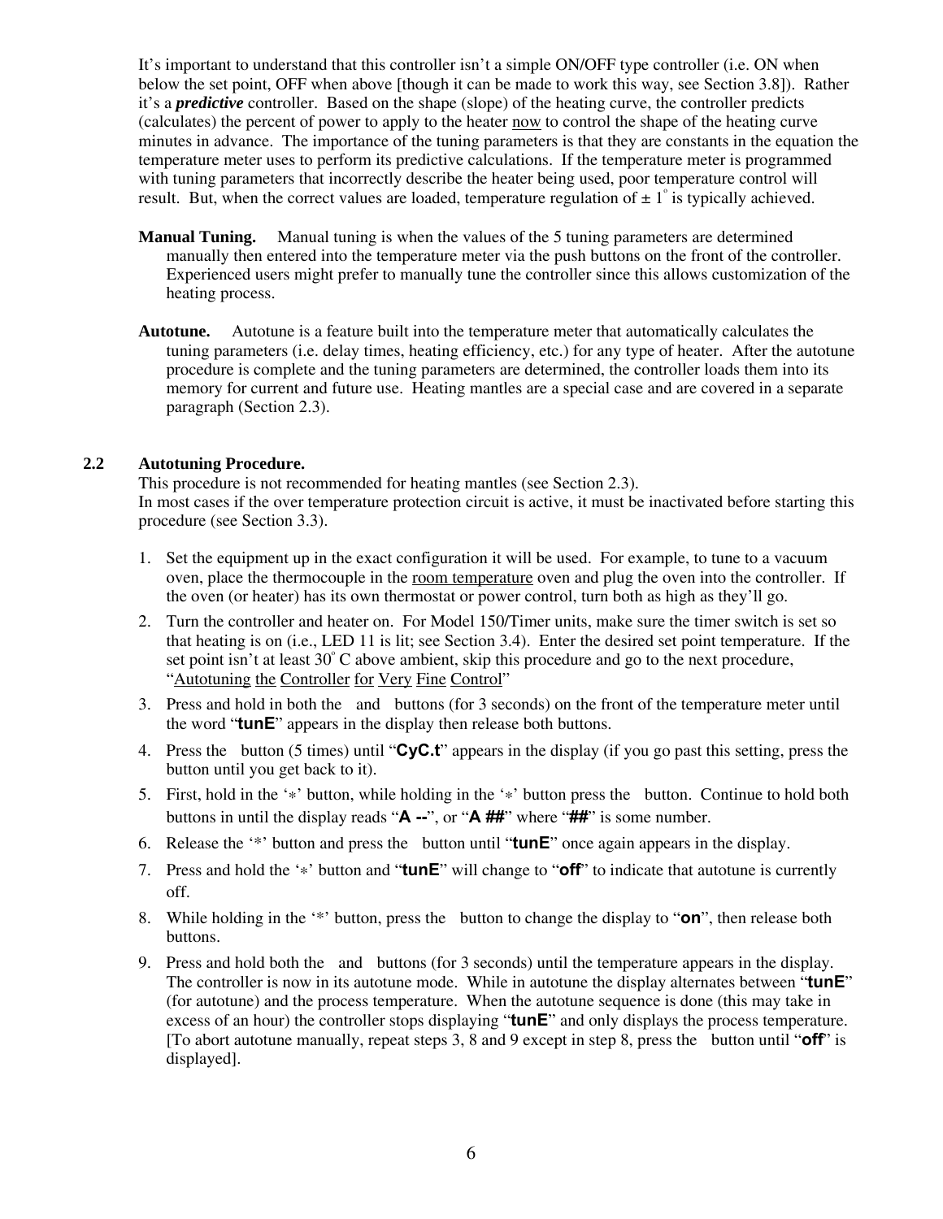It's important to understand that this controller isn't a simple ON/OFF type controller (i.e. ON when below the set point, OFF when above [though it can be made to work this way, see Section 3.8]). Rather it's a ***predictive*** controller. Based on the shape (slope) of the heating curve, the controller predicts (calculates) the percent of power to apply to the heater <u>now</u> to control the shape of the heating curve minutes in advance. The importance of the tuning parameters is that they are constants in the equation the temperature meter uses to perform its predictive calculations. If the temperature meter is programmed with tuning parameters that incorrectly describe the heater being used, poor temperature control will result. But, when the correct values are loaded, temperature regulation of ± 1° is typically achieved.

**Manual Tuning.** Manual tuning is when the values of the 5 tuning parameters are determined manually then entered into the temperature meter via the push buttons on the front of the controller. Experienced users might prefer to manually tune the controller since this allows customization of the heating process.

**Autotune.** Autotune is a feature built into the temperature meter that automatically calculates the tuning parameters (i.e. delay times, heating efficiency, etc.) for any type of heater. After the autotune procedure is complete and the tuning parameters are determined, the controller loads them into its memory for current and future use. Heating mantles are a special case and are covered in a separate paragraph (Section 2.3).

## 2.2 Autotuning Procedure.

This procedure is not recommended for heating mantles (see Section 2.3).
In most cases if the over temperature protection circuit is active, it must be inactivated before starting this procedure (see Section 3.3).

1. Set the equipment up in the exact configuration it will be used. For example, to tune to a vacuum oven, place the thermocouple in the <u>room temperature</u> oven and plug the oven into the controller. If the oven (or heater) has its own thermostat or power control, turn both as high as they'll go.
2. Turn the controller and heater on. For Model 150/Timer units, make sure the timer switch is set so that heating is on (i.e., LED 11 is lit; see Section 3.4). Enter the desired set point temperature. If the set point isn't at least 30° C above ambient, skip this procedure and go to the next procedure, "<u>Autotuning the Controller for Very Fine Control</u>"
3. Press and hold in both the and buttons (for 3 seconds) on the front of the temperature meter until the word "**tunE**" appears in the display then release both buttons.
4. Press the button (5 times) until "**CyC.t**" appears in the display (if you go past this setting, press the button until you get back to it).
5. First, hold in the '*' button, while holding in the '*' button press the button. Continue to hold both buttons in until the display reads "**A --**", or "**A ##**" where "**##**" is some number.
6. Release the '*' button and press the button until "**tunE**" once again appears in the display.
7. Press and hold the '*' button and "**tunE**" will change to "**off**" to indicate that autotune is currently off.
8. While holding in the '*' button, press the button to change the display to "**on**", then release both buttons.
9. Press and hold both the and buttons (for 3 seconds) until the temperature appears in the display. The controller is now in its autotune mode. While in autotune the display alternates between "**tunE**" (for autotune) and the process temperature. When the autotune sequence is done (this may take in excess of an hour) the controller stops displaying "**tunE**" and only displays the process temperature. [To abort autotune manually, repeat steps 3, 8 and 9 except in step 8, press the button until "**off**" is displayed].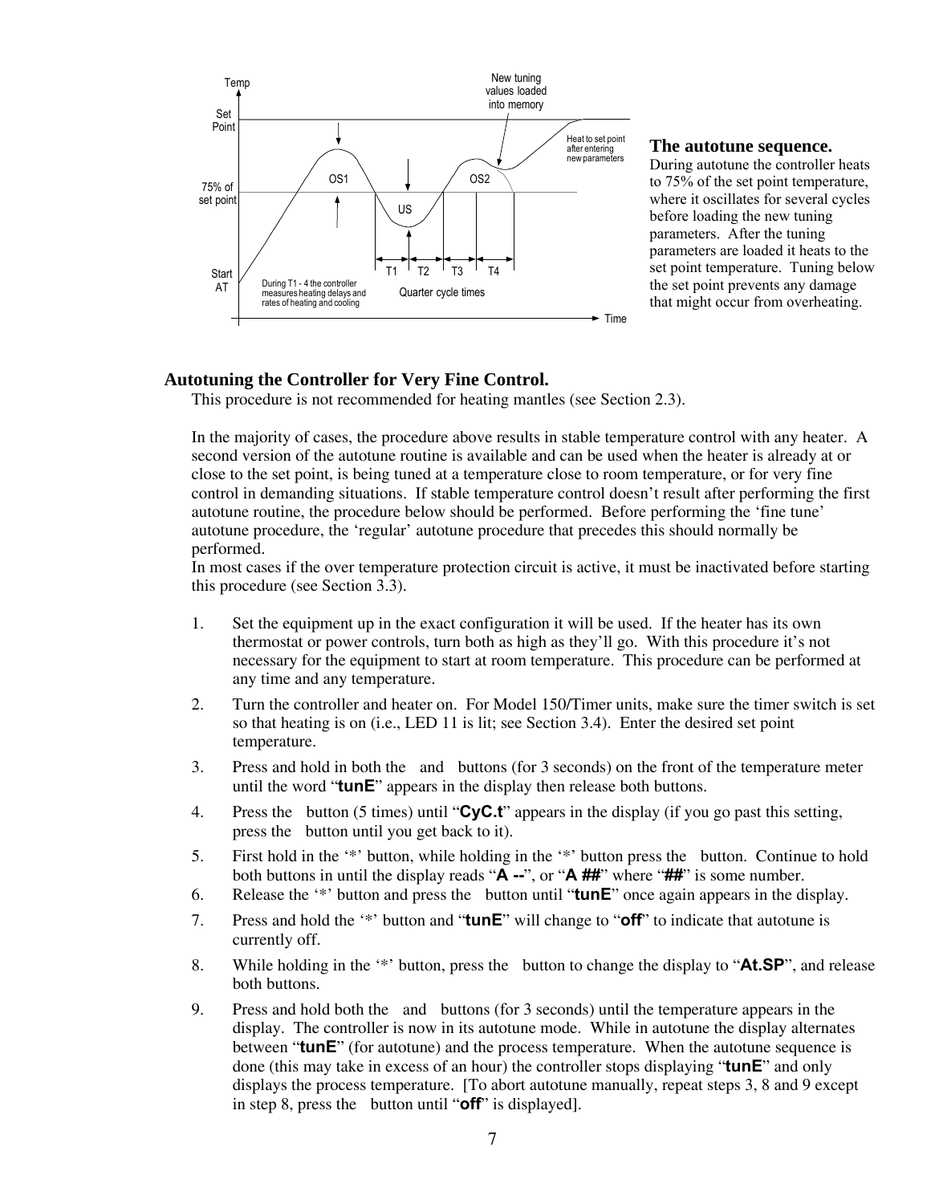**The autotune sequence.** During autotune the controller heats to 75% of the set point temperature, where it oscillates for several cycles before loading the new tuning parameters. After the tuning parameters are loaded it heats to the set point temperature. Tuning below the set point prevents any damage that might occur from overheating.

## Autotuning the Controller for Very Fine Control.

This procedure is not recommended for heating mantles (see Section 2.3).

In the majority of cases, the procedure above results in stable temperature control with any heater. A second version of the autotune routine is available and can be used when the heater is already at or close to the set point, is being tuned at a temperature close to room temperature, or for very fine control in demanding situations. If stable temperature control doesn't result after performing the first autotune routine, the procedure below should be performed. Before performing the 'fine tune' autotune procedure, the 'regular' autotune procedure that precedes this should normally be performed.
In most cases if the over temperature protection circuit is active, it must be inactivated before starting this procedure (see Section 3.3).

1. Set the equipment up in the exact configuration it will be used. If the heater has its own thermostat or power controls, turn both as high as they'll go. With this procedure it's not necessary for the equipment to start at room temperature. This procedure can be performed at any time and any temperature.
2. Turn the controller and heater on. For Model 150/Timer units, make sure the timer switch is set so that heating is on (i.e., LED 11 is lit; see Section 3.4). Enter the desired set point temperature.
3. Press and hold in both the and buttons (for 3 seconds) on the front of the temperature meter until the word "**tunE**" appears in the display then release both buttons.
4. Press the button (5 times) until "**CyC.t**" appears in the display (if you go past this setting, press the button until you get back to it).
5. First hold in the '*' button, while holding in the '*' button press the button. Continue to hold both buttons in until the display reads "**A --**", or "**A ##**" where "**##**" is some number.
6. Release the '*' button and press the button until "**tunE**" once again appears in the display.
7. Press and hold the '*' button and "**tunE**" will change to "**off**" to indicate that autotune is currently off.
8. While holding in the '*' button, press the button to change the display to "**At.SP**", and release both buttons.
9. Press and hold both the and buttons (for 3 seconds) until the temperature appears in the display. The controller is now in its autotune mode. While in autotune the display alternates between "**tunE**" (for autotune) and the process temperature. When the autotune sequence is done (this may take in excess of an hour) the controller stops displaying "**tunE**" and only displays the process temperature. [To abort autotune manually, repeat steps 3, 8 and 9 except in step 8, press the button until "**off**" is displayed].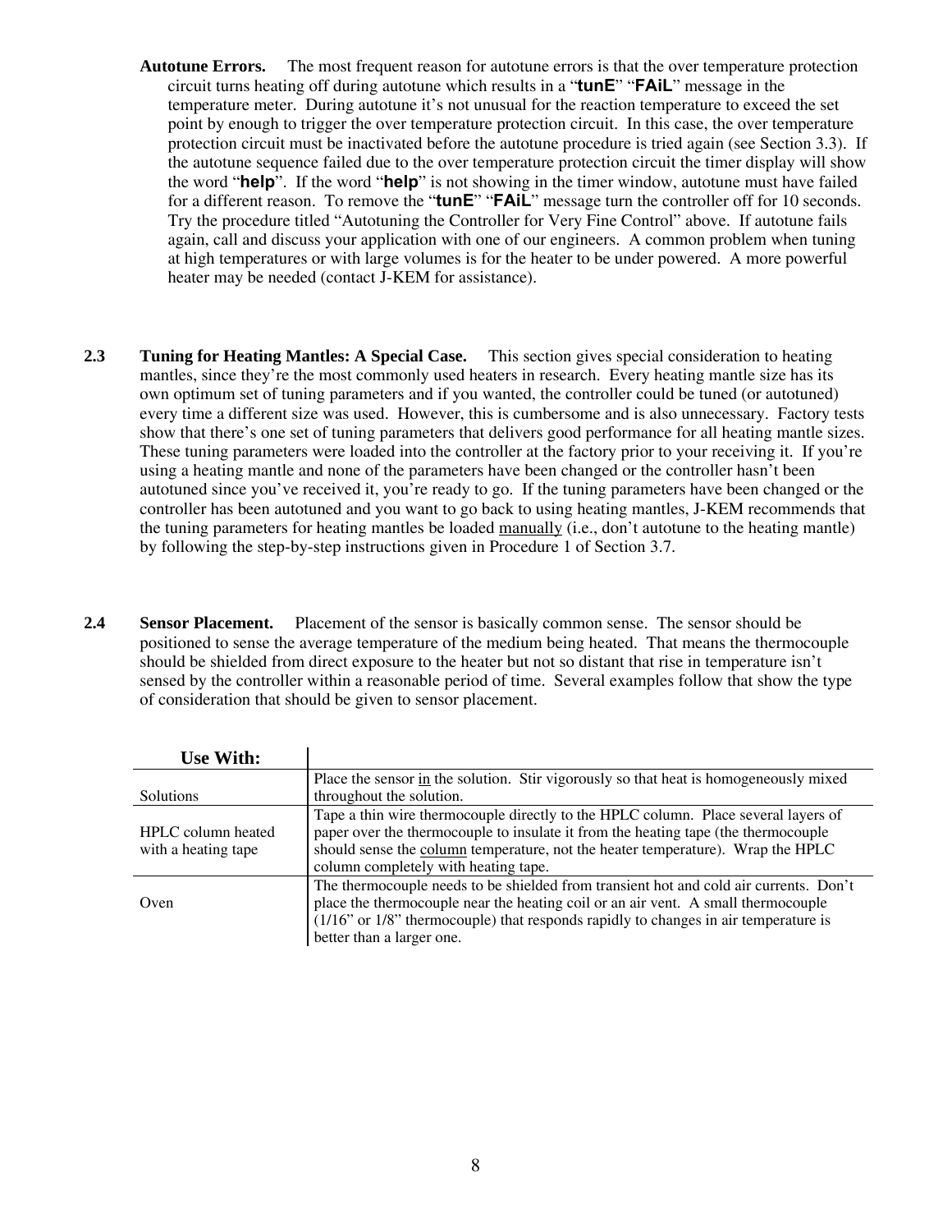**Autotune Errors.** The most frequent reason for autotune errors is that the over temperature protection circuit turns heating off during autotune which results in a "**tunE**" "**FAiL**" message in the temperature meter. During autotune it's not unusual for the reaction temperature to exceed the set point by enough to trigger the over temperature protection circuit. In this case, the over temperature protection circuit must be inactivated before the autotune procedure is tried again (see Section 3.3). If the autotune sequence failed due to the over temperature protection circuit the timer display will show the word "**help**". If the word "**help**" is not showing in the timer window, autotune must have failed for a different reason. To remove the "**tunE**" "**FAiL**" message turn the controller off for 10 seconds. Try the procedure titled "Autotuning the Controller for Very Fine Control" above. If autotune fails again, call and discuss your application with one of our engineers. A common problem when tuning at high temperatures or with large volumes is for the heater to be under powered. A more powerful heater may be needed (contact J-KEM for assistance).

## 2.3 Tuning for Heating Mantles: A Special Case.

This section gives special consideration to heating mantles, since they're the most commonly used heaters in research. Every heating mantle size has its own optimum set of tuning parameters and if you wanted, the controller could be tuned (or autotuned) every time a different size was used. However, this is cumbersome and is also unnecessary. Factory tests show that there's one set of tuning parameters that delivers good performance for all heating mantle sizes. These tuning parameters were loaded into the controller at the factory prior to your receiving it. If you're using a heating mantle and none of the parameters have been changed or the controller hasn't been autotuned since you've received it, you're ready to go. If the tuning parameters have been changed or the controller has been autotuned and you want to go back to using heating mantles, J-KEM recommends that the tuning parameters for heating mantles be loaded manually (i.e., don't autotune to the heating mantle) by following the step-by-step instructions given in Procedure 1 of Section 3.7.

## 2.4 Sensor Placement.

Placement of the sensor is basically common sense. The sensor should be positioned to sense the average temperature of the medium being heated. That means the thermocouple should be shielded from direct exposure to the heater but not so distant that rise in temperature isn't sensed by the controller within a reasonable period of time. Several examples follow that show the type of consideration that should be given to sensor placement.

| Use With: | |
|---|---|
| Solutions | Place the sensor in the solution. Stir vigorously so that heat is homogeneously mixed throughout the solution. |
| HPLC column heated with a heating tape | Tape a thin wire thermocouple directly to the HPLC column. Place several layers of paper over the thermocouple to insulate it from the heating tape (the thermocouple should sense the column temperature, not the heater temperature). Wrap the HPLC column completely with heating tape. |
| Oven | The thermocouple needs to be shielded from transient hot and cold air currents. Don't place the thermocouple near the heating coil or an air vent. A small thermocouple (1/16" or 1/8" thermocouple) that responds rapidly to changes in air temperature is better than a larger one. |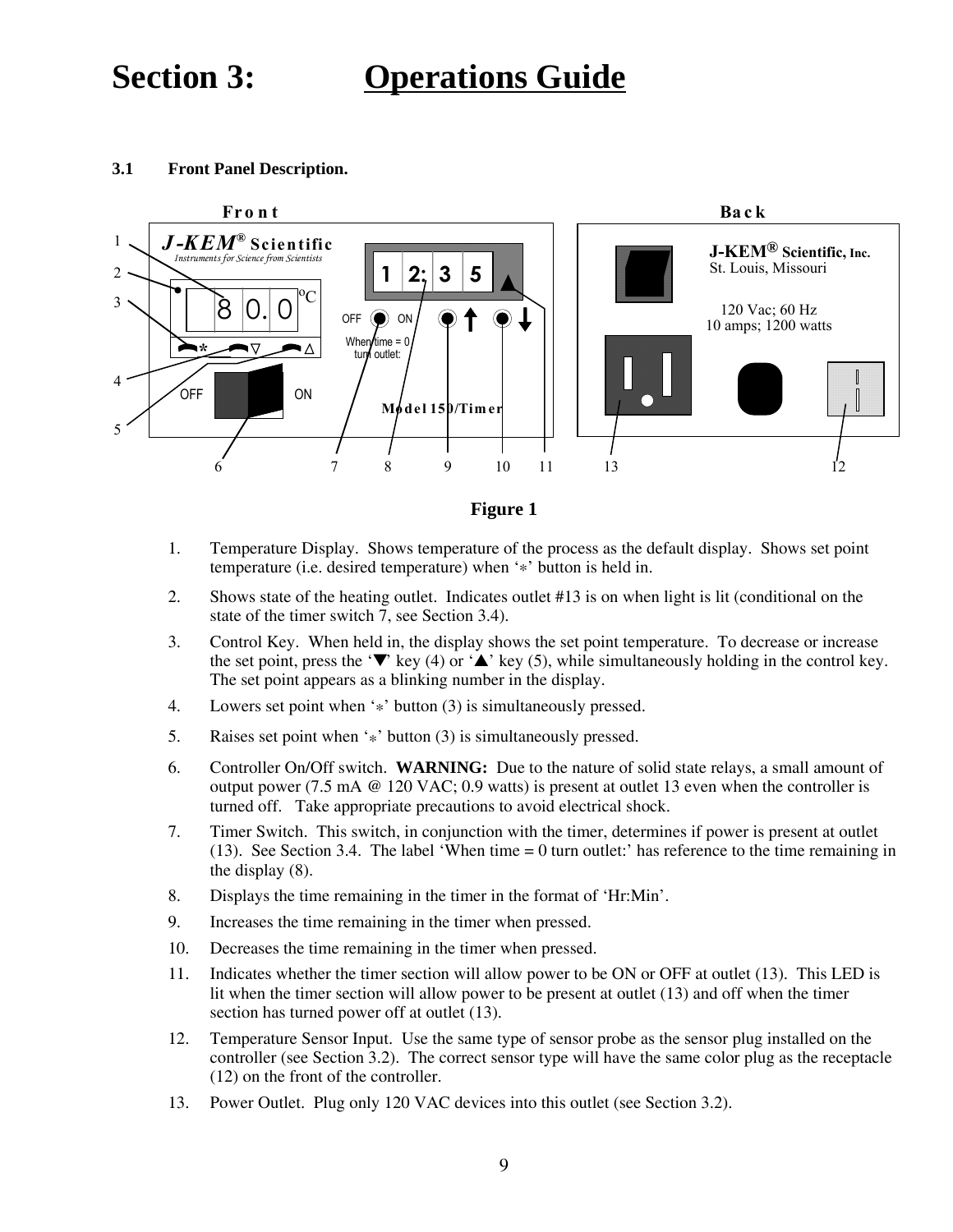# Section 3: Operations Guide

### 3.1 Front Panel Description.

Figure 1

1. Temperature Display. Shows temperature of the process as the default display. Shows set point temperature (i.e. desired temperature) when '*' button is held in.
2. Shows state of the heating outlet. Indicates outlet #13 is on when light is lit (conditional on the state of the timer switch 7, see Section 3.4).
3. Control Key. When held in, the display shows the set point temperature. To decrease or increase the set point, press the '▼' key (4) or '▲' key (5), while simultaneously holding in the control key. The set point appears as a blinking number in the display.
4. Lowers set point when '*' button (3) is simultaneously pressed.
5. Raises set point when '*' button (3) is simultaneously pressed.
6. Controller On/Off switch. **WARNING:** Due to the nature of solid state relays, a small amount of output power (7.5 mA @ 120 VAC; 0.9 watts) is present at outlet 13 even when the controller is turned off. Take appropriate precautions to avoid electrical shock.
7. Timer Switch. This switch, in conjunction with the timer, determines if power is present at outlet (13). See Section 3.4. The label 'When time = 0 turn outlet:' has reference to the time remaining in the display (8).
8. Displays the time remaining in the timer in the format of 'Hr:Min'.
9. Increases the time remaining in the timer when pressed.
10. Decreases the time remaining in the timer when pressed.
11. Indicates whether the timer section will allow power to be ON or OFF at outlet (13). This LED is lit when the timer section will allow power to be present at outlet (13) and off when the timer section has turned power off at outlet (13).
12. Temperature Sensor Input. Use the same type of sensor probe as the sensor plug installed on the controller (see Section 3.2). The correct sensor type will have the same color plug as the receptacle (12) on the front of the controller.
13. Power Outlet. Plug only 120 VAC devices into this outlet (see Section 3.2).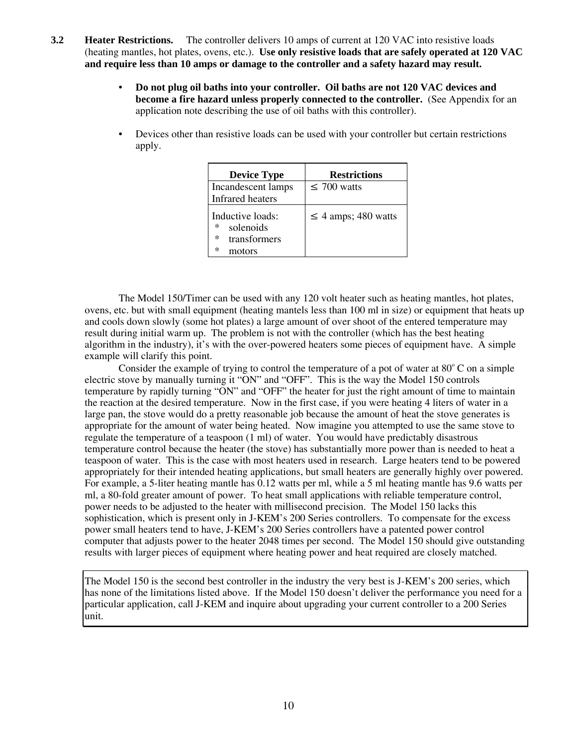### 3.2 Heater Restrictions.

The controller delivers 10 amps of current at 120 VAC into resistive loads (heating mantles, hot plates, ovens, etc.). **Use only resistive loads that are safely operated at 120 VAC and require less than 10 amps or damage to the controller and a safety hazard may result.**

- **Do not plug oil baths into your controller. Oil baths are not 120 VAC devices and become a fire hazard unless properly connected to the controller.** (See Appendix for an application note describing the use of oil baths with this controller).
- Devices other than resistive loads can be used with your controller but certain restrictions apply.

| Device Type | Restrictions |
|---|---|
| Incandescent lamps<br>Infrared heaters | ≤ 700 watts |
| Inductive loads:<br>* solenoids<br>* transformers<br>* motors | ≤ 4 amps; 480 watts |

The Model 150/Timer can be used with any 120 volt heater such as heating mantles, hot plates, ovens, etc. but with small equipment (heating mantels less than 100 ml in size) or equipment that heats up and cools down slowly (some hot plates) a large amount of over shoot of the entered temperature may result during initial warm up. The problem is not with the controller (which has the best heating algorithm in the industry), it's with the over-powered heaters some pieces of equipment have. A simple example will clarify this point.

Consider the example of trying to control the temperature of a pot of water at 80° C on a simple electric stove by manually turning it "ON" and "OFF". This is the way the Model 150 controls temperature by rapidly turning "ON" and "OFF" the heater for just the right amount of time to maintain the reaction at the desired temperature. Now in the first case, if you were heating 4 liters of water in a large pan, the stove would do a pretty reasonable job because the amount of heat the stove generates is appropriate for the amount of water being heated. Now imagine you attempted to use the same stove to regulate the temperature of a teaspoon (1 ml) of water. You would have predictably disastrous temperature control because the heater (the stove) has substantially more power than is needed to heat a teaspoon of water. This is the case with most heaters used in research. Large heaters tend to be powered appropriately for their intended heating applications, but small heaters are generally highly over powered. For example, a 5-liter heating mantle has 0.12 watts per ml, while a 5 ml heating mantle has 9.6 watts per ml, a 80-fold greater amount of power. To heat small applications with reliable temperature control, power needs to be adjusted to the heater with millisecond precision. The Model 150 lacks this sophistication, which is present only in J-KEM's 200 Series controllers. To compensate for the excess power small heaters tend to have, J-KEM's 200 Series controllers have a patented power control computer that adjusts power to the heater 2048 times per second. The Model 150 should give outstanding results with larger pieces of equipment where heating power and heat required are closely matched.

The Model 150 is the second best controller in the industry the very best is J-KEM's 200 series, which has none of the limitations listed above. If the Model 150 doesn't deliver the performance you need for a particular application, call J-KEM and inquire about upgrading your current controller to a 200 Series unit.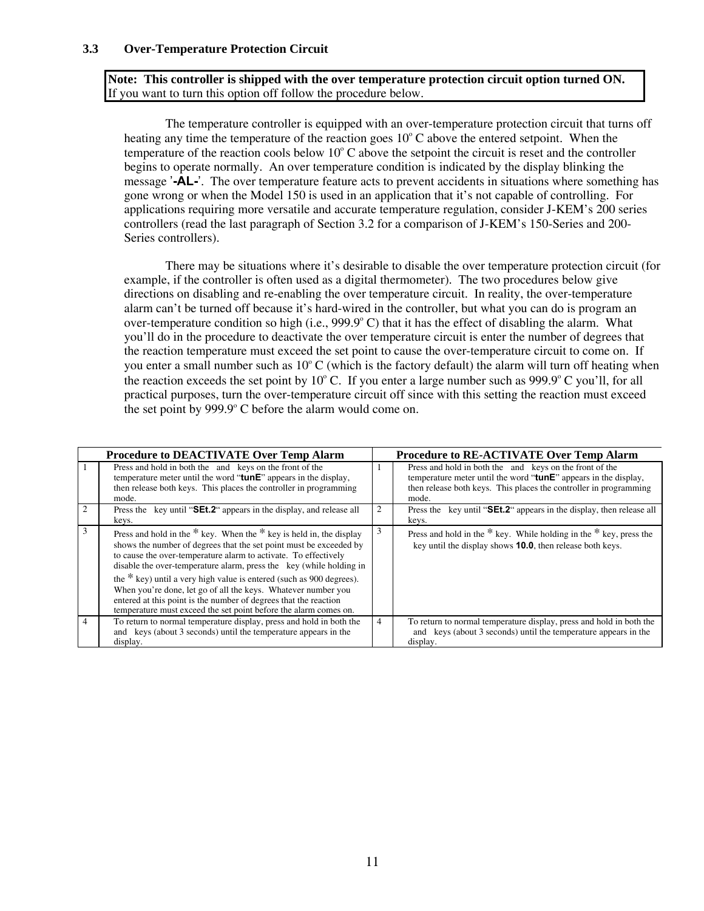### 3.3 Over-Temperature Protection Circuit

**Note: This controller is shipped with the over temperature protection circuit option turned ON.** If you want to turn this option off follow the procedure below.

The temperature controller is equipped with an over-temperature protection circuit that turns off heating any time the temperature of the reaction goes 10° C above the entered setpoint. When the temperature of the reaction cools below 10° C above the setpoint the circuit is reset and the controller begins to operate normally. An over temperature condition is indicated by the display blinking the message '**-AL-**'. The over temperature feature acts to prevent accidents in situations where something has gone wrong or when the Model 150 is used in an application that it's not capable of controlling. For applications requiring more versatile and accurate temperature regulation, consider J-KEM's 200 series controllers (read the last paragraph of Section 3.2 for a comparison of J-KEM's 150-Series and 200-Series controllers).

There may be situations where it's desirable to disable the over temperature protection circuit (for example, if the controller is often used as a digital thermometer). The two procedures below give directions on disabling and re-enabling the over temperature circuit. In reality, the over-temperature alarm can't be turned off because it's hard-wired in the controller, but what you can do is program an over-temperature condition so high (i.e., 999.9° C) that it has the effect of disabling the alarm. What you'll do in the procedure to deactivate the over temperature circuit is enter the number of degrees that the reaction temperature must exceed the set point to cause the over-temperature circuit to come on. If you enter a small number such as 10° C (which is the factory default) the alarm will turn off heating when the reaction exceeds the set point by 10° C. If you enter a large number such as 999.9° C you'll, for all practical purposes, turn the over-temperature circuit off since with this setting the reaction must exceed the set point by 999.9° C before the alarm would come on.

| | Procedure to DEACTIVATE Over Temp Alarm | | Procedure to RE-ACTIVATE Over Temp Alarm |
|---|---|---|---|
| 1 | Press and hold in both the and keys on the front of the temperature meter until the word "**tunE**" appears in the display, then release both keys. This places the controller in programming mode. | 1 | Press and hold in both the and keys on the front of the temperature meter until the word "**tunE**" appears in the display, then release both keys. This places the controller in programming mode. |
| 2 | Press the key until "**SEt.2**" appears in the display, and release all keys. | 2 | Press the key until "**SEt.2**" appears in the display, then release all keys. |
| 3 | Press and hold in the * key. When the * key is held in, the display shows the number of degrees that the set point must be exceeded by to cause the over-temperature alarm to activate. To effectively disable the over-temperature alarm, press the key (while holding in the * key) until a very high value is entered (such as 900 degrees). When you're done, let go of all the keys. Whatever number you entered at this point is the number of degrees that the reaction temperature must exceed the set point before the alarm comes on. | 3 | Press and hold in the * key. While holding in the * key, press the key until the display shows **10.0**, then release both keys. |
| 4 | To return to normal temperature display, press and hold in both the and keys (about 3 seconds) until the temperature appears in the display. | 4 | To return to normal temperature display, press and hold in both the and keys (about 3 seconds) until the temperature appears in the display. |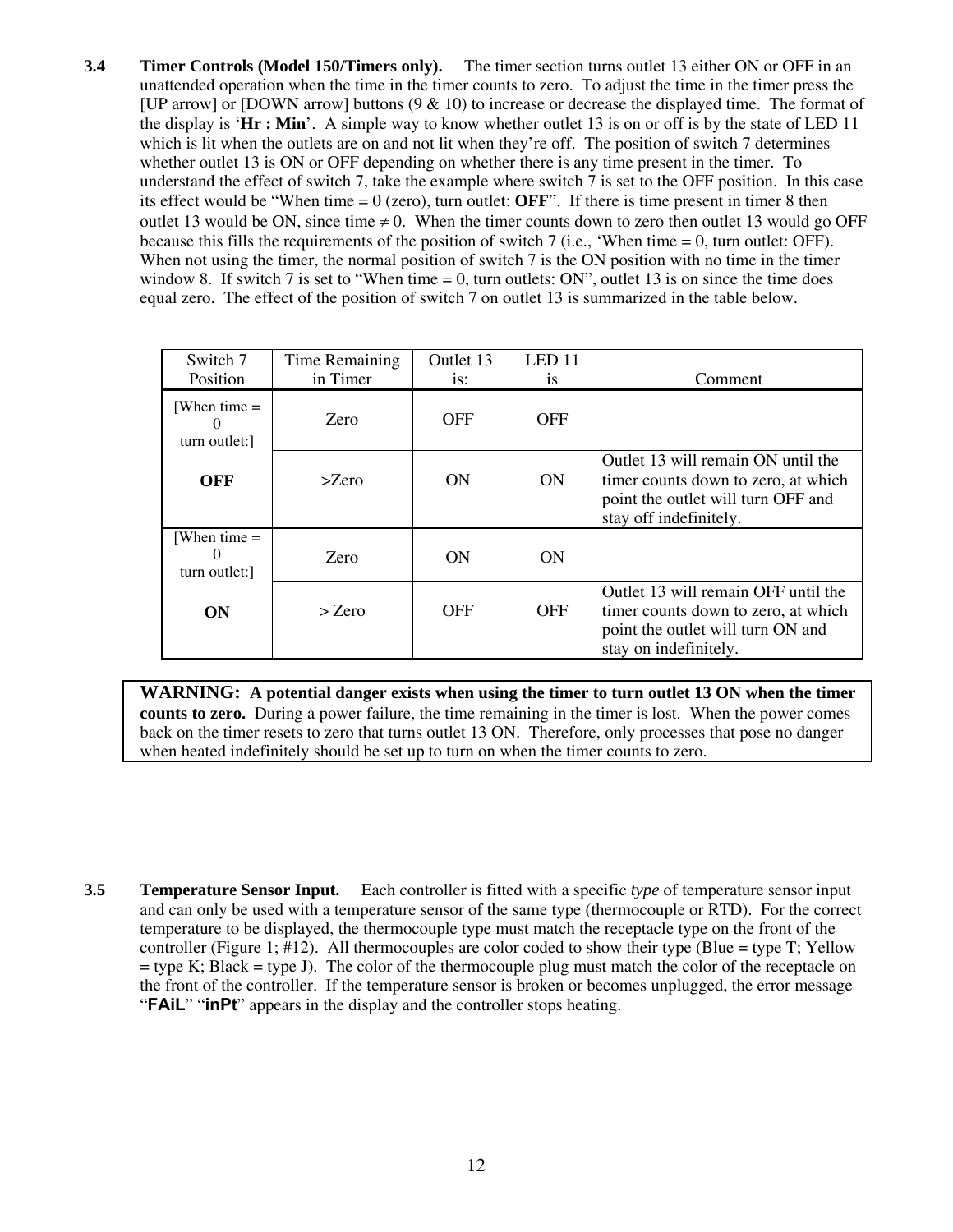### 3.4 Timer Controls (Model 150/Timers only).

The timer section turns outlet 13 either ON or OFF in an unattended operation when the time in the timer counts to zero. To adjust the time in the timer press the [UP arrow] or [DOWN arrow] buttons (9 & 10) to increase or decrease the displayed time. The format of the display is '**Hr : Min**'. A simple way to know whether outlet 13 is on or off is by the state of LED 11 which is lit when the outlets are on and not lit when they're off. The position of switch 7 determines whether outlet 13 is ON or OFF depending on whether there is any time present in the timer. To understand the effect of switch 7, take the example where switch 7 is set to the OFF position. In this case its effect would be "When time = 0 (zero), turn outlet: **OFF**". If there is time present in timer 8 then outlet 13 would be ON, since time $\neq 0$. When the timer counts down to zero then outlet 13 would go OFF because this fills the requirements of the position of switch 7 (i.e., 'When time = 0, turn outlet: OFF). When not using the timer, the normal position of switch 7 is the ON position with no time in the timer window 8. If switch 7 is set to "When time = 0, turn outlets: ON", outlet 13 is on since the time does equal zero. The effect of the position of switch 7 on outlet 13 is summarized in the table below.

| Switch 7 Position | Time Remaining in Timer | Outlet 13 is: | LED 11 is | Comment |
|---|---|---|---|---|
| [When time = 0 turn outlet:] **OFF** | Zero | OFF | OFF | |
| | >Zero | ON | ON | Outlet 13 will remain ON until the timer counts down to zero, at which point the outlet will turn OFF and stay off indefinitely. |
| [When time = 0 turn outlet:] **ON** | Zero | ON | ON | |
| | > Zero | OFF | OFF | Outlet 13 will remain OFF until the timer counts down to zero, at which point the outlet will turn ON and stay on indefinitely. |

**WARNING: A potential danger exists when using the timer to turn outlet 13 ON when the timer counts to zero.** During a power failure, the time remaining in the timer is lost. When the power comes back on the timer resets to zero that turns outlet 13 ON. Therefore, only processes that pose no danger when heated indefinitely should be set up to turn on when the timer counts to zero.

### 3.5 Temperature Sensor Input.

Each controller is fitted with a specific *type* of temperature sensor input and can only be used with a temperature sensor of the same type (thermocouple or RTD). For the correct temperature to be displayed, the thermocouple type must match the receptacle type on the front of the controller (Figure 1; #12). All thermocouples are color coded to show their type (Blue = type T; Yellow = type K; Black = type J). The color of the thermocouple plug must match the color of the receptacle on the front of the controller. If the temperature sensor is broken or becomes unplugged, the error message "**FAiL**" "**inPt**" appears in the display and the controller stops heating.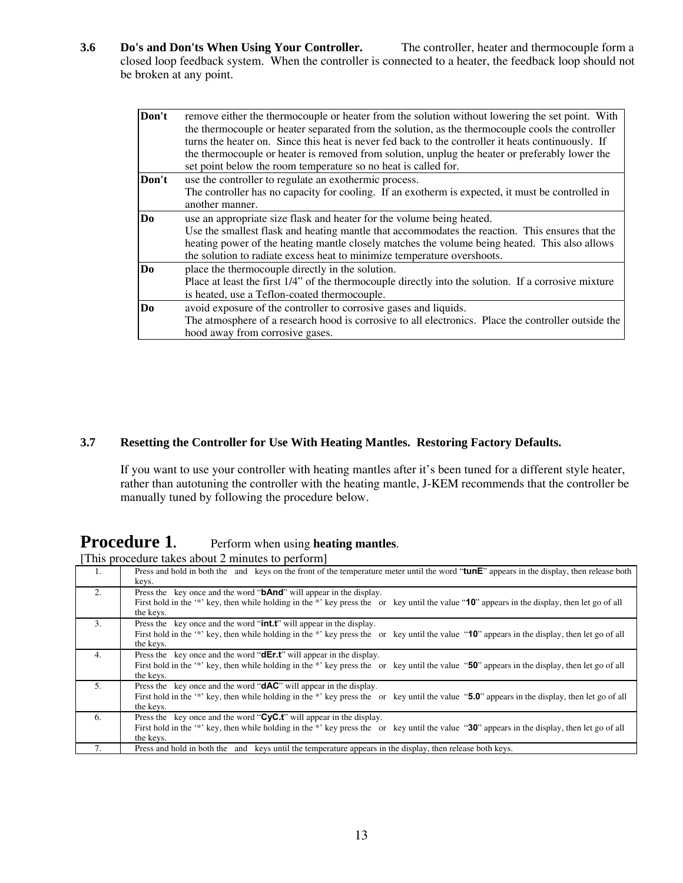### 3.6 Do's and Don'ts When Using Your Controller.

The controller, heater and thermocouple form a closed loop feedback system. When the controller is connected to a heater, the feedback loop should not be broken at any point.

| | |
|---|---|
| **Don't** | remove either the thermocouple or heater from the solution without lowering the set point. With the thermocouple or heater separated from the solution, as the thermocouple cools the controller turns the heater on. Since this heat is never fed back to the controller it heats continuously. If the thermocouple or heater is removed from solution, unplug the heater or preferably lower the set point below the room temperature so no heat is called for. |
| **Don't** | use the controller to regulate an exothermic process.<br>The controller has no capacity for cooling. If an exotherm is expected, it must be controlled in another manner. |
| **Do** | use an appropriate size flask and heater for the volume being heated.<br>Use the smallest flask and heating mantle that accommodates the reaction. This ensures that the heating power of the heating mantle closely matches the volume being heated. This also allows the solution to radiate excess heat to minimize temperature overshoots. |
| **Do** | place the thermocouple directly in the solution.<br>Place at least the first 1/4" of the thermocouple directly into the solution. If a corrosive mixture is heated, use a Teflon-coated thermocouple. |
| **Do** | avoid exposure of the controller to corrosive gases and liquids.<br>The atmosphere of a research hood is corrosive to all electronics. Place the controller outside the hood away from corrosive gases. |

### 3.7 Resetting the Controller for Use With Heating Mantles. Restoring Factory Defaults.

If you want to use your controller with heating mantles after it's been tuned for a different style heater, rather than autotuning the controller with the heating mantle, J-KEM recommends that the controller be manually tuned by following the procedure below.

## Procedure 1. Perform when using **heating mantles**.

[This procedure takes about 2 minutes to perform]

| | |
|---|---|
| 1. | Press and hold in both the and keys on the front of the temperature meter until the word "**tunE**" appears in the display, then release both keys. |
| 2. | Press the key once and the word "**bAnd**" will appear in the display.<br>First hold in the '*' key, then while holding in the *' key press the or key until the value "**10**" appears in the display, then let go of all the keys. |
| 3. | Press the key once and the word "**int.t**" will appear in the display.<br>First hold in the '*' key, then while holding in the *' key press the or key until the value "**10**" appears in the display, then let go of all the keys. |
| 4. | Press the key once and the word "**dEr.t**" will appear in the display.<br>First hold in the '*' key, then while holding in the *' key press the or key until the value "**50**" appears in the display, then let go of all the keys. |
| 5. | Press the key once and the word "**dAC**" will appear in the display.<br>First hold in the '*' key, then while holding in the *' key press the or key until the value "**5.0**" appears in the display, then let go of all the keys. |
| 6. | Press the key once and the word "**CyC.t**" will appear in the display.<br>First hold in the '*' key, then while holding in the *' key press the or key until the value "**30**" appears in the display, then let go of all the keys. |
| 7. | Press and hold in both the and keys until the temperature appears in the display, then release both keys. |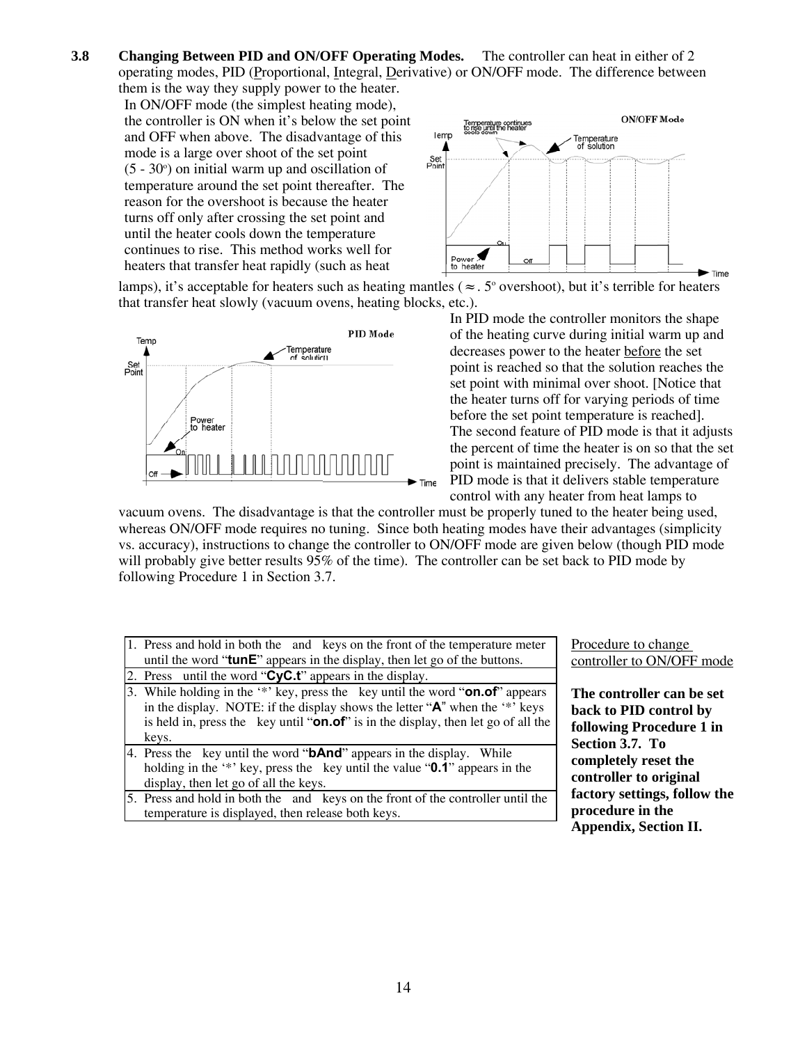**3.8 Changing Between PID and ON/OFF Operating Modes.** The controller can heat in either of 2 operating modes, PID (Proportional, Integral, Derivative) or ON/OFF mode. The difference between them is the way they supply power to the heater.

In ON/OFF mode (the simplest heating mode), the controller is ON when it's below the set point and OFF when above. The disadvantage of this mode is a large over shoot of the set point (5 - 30°) on initial warm up and oscillation of temperature around the set point thereafter. The reason for the overshoot is because the heater turns off only after crossing the set point and until the heater cools down the temperature continues to rise. This method works well for heaters that transfer heat rapidly (such as heat lamps), it's acceptable for heaters such as heating mantles (≈ . 5° overshoot), but it's terrible for heaters that transfer heat slowly (vacuum ovens, heating blocks, etc.).

In PID mode the controller monitors the shape of the heating curve during initial warm up and decreases power to the heater <u>before</u> the set point is reached so that the solution reaches the set point with minimal over shoot. [Notice that the heater turns off for varying periods of time before the set point temperature is reached]. The second feature of PID mode is that it adjusts the percent of time the heater is on so that the set point is maintained precisely. The advantage of PID mode is that it delivers stable temperature control with any heater from heat lamps to vacuum ovens. The disadvantage is that the controller must be properly tuned to the heater being used, whereas ON/OFF mode requires no tuning. Since both heating modes have their advantages (simplicity vs. accuracy), instructions to change the controller to ON/OFF mode are given below (though PID mode will probably give better results 95% of the time). The controller can be set back to PID mode by following Procedure 1 in Section 3.7.

| Procedure to change controller to ON/OFF mode |
|---|
| 1. Press and hold in both the and keys on the front of the temperature meter until the word "**tunE**" appears in the display, then let go of the buttons. |
| 2. Press until the word "**CyC.t**" appears in the display. |
| 3. While holding in the '*' key, press the key until the word "**on.of**" appears in the display. NOTE: if the display shows the letter "**A**" when the '*' keys is held in, press the key until "**on.of**" is in the display, then let go of all the keys. |
| 4. Press the key until the word "**bAnd**" appears in the display. While holding in the '*' key, press the key until the value "**0.1**" appears in the display, then let go of all the keys. |
| 5. Press and hold in both the and keys on the front of the controller until the temperature is displayed, then release both keys. |

**The controller can be set back to PID control by following Procedure 1 in Section 3.7. To completely reset the controller to original factory settings, follow the procedure in the Appendix, Section II.**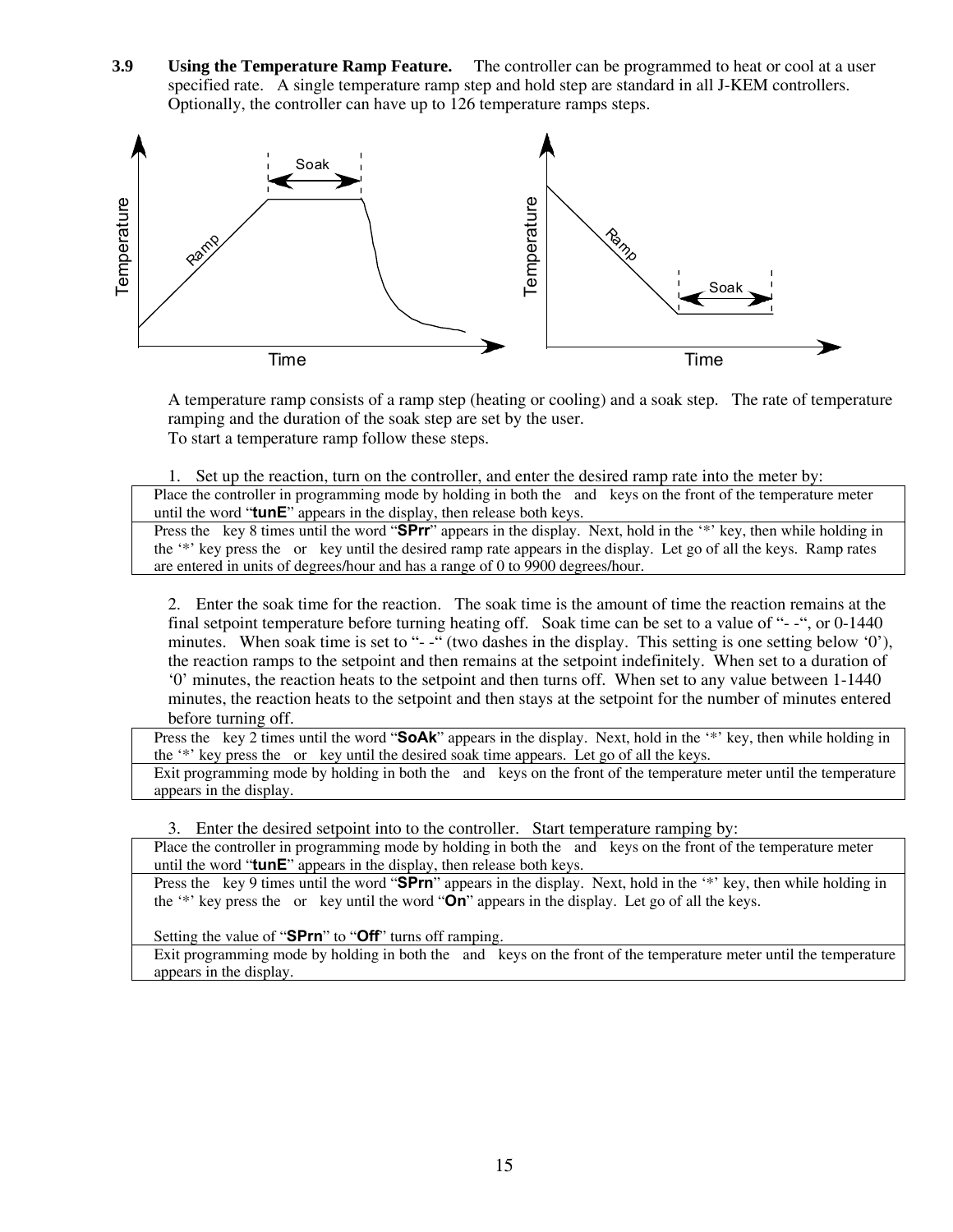### 3.9 Using the Temperature Ramp Feature.

The controller can be programmed to heat or cool at a user specified rate. A single temperature ramp step and hold step are standard in all J-KEM controllers. Optionally, the controller can have up to 126 temperature ramps steps.

A temperature ramp consists of a ramp step (heating or cooling) and a soak step. The rate of temperature ramping and the duration of the soak step are set by the user.
To start a temperature ramp follow these steps.

1. Set up the reaction, turn on the controller, and enter the desired ramp rate into the meter by:

| |
|---|
| Place the controller in programming mode by holding in both the and keys on the front of the temperature meter until the word "**tunE**" appears in the display, then release both keys. |
| Press the key 8 times until the word "**SPrr**" appears in the display. Next, hold in the '*' key, then while holding in the '*' key press the or key until the desired ramp rate appears in the display. Let go of all the keys. Ramp rates are entered in units of degrees/hour and has a range of 0 to 9900 degrees/hour. |

2. Enter the soak time for the reaction. The soak time is the amount of time the reaction remains at the final setpoint temperature before turning heating off. Soak time can be set to a value of "- -", or 0-1440 minutes. When soak time is set to "- -" (two dashes in the display. This setting is one setting below '0'), the reaction ramps to the setpoint and then remains at the setpoint indefinitely. When set to a duration of '0' minutes, the reaction heats to the setpoint and then turns off. When set to any value between 1-1440 minutes, the reaction heats to the setpoint and then stays at the setpoint for the number of minutes entered before turning off.

| |
|---|
| Press the key 2 times until the word "**SoAk**" appears in the display. Next, hold in the '*' key, then while holding in the '*' key press the or key until the desired soak time appears. Let go of all the keys. |
| Exit programming mode by holding in both the and keys on the front of the temperature meter until the temperature appears in the display. |

3. Enter the desired setpoint into to the controller. Start temperature ramping by:

| |
|---|
| Place the controller in programming mode by holding in both the and keys on the front of the temperature meter until the word "**tunE**" appears in the display, then release both keys. |
| Press the key 9 times until the word "**SPrn**" appears in the display. Next, hold in the '*' key, then while holding in the '*' key press the or key until the word "**On**" appears in the display. Let go of all the keys.<br><br>Setting the value of "**SPrn**" to "**Off**" turns off ramping. |
| Exit programming mode by holding in both the and keys on the front of the temperature meter until the temperature appears in the display. |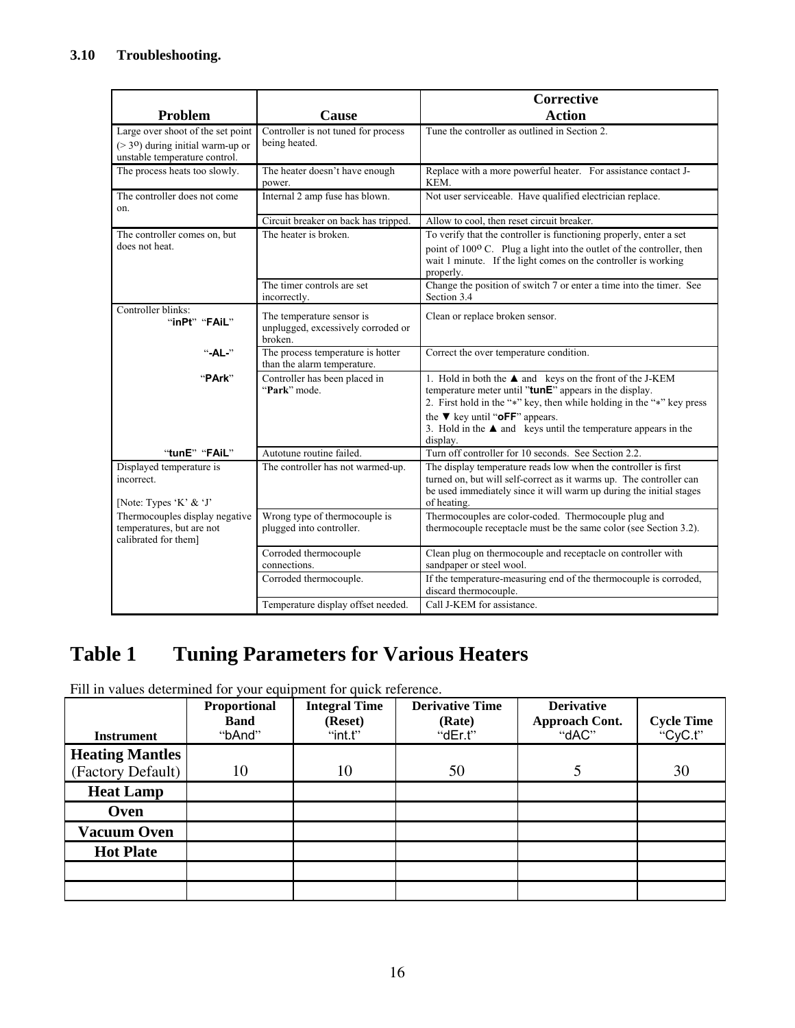### 3.10 Troubleshooting.

| Problem | Cause | Corrective Action |
|---|---|---|
| Large over shoot of the set point (> 3º) during initial warm-up or unstable temperature control. | Controller is not tuned for process being heated. | Tune the controller as outlined in Section 2. |
| The process heats too slowly. | The heater doesn't have enough power. | Replace with a more powerful heater. For assistance contact J-KEM. |
| The controller does not come on. | Internal 2 amp fuse has blown. | Not user serviceable. Have qualified electrician replace. |
| | Circuit breaker on back has tripped. | Allow to cool, then reset circuit breaker. |
| The controller comes on, but does not heat. | The heater is broken. | To verify that the controller is functioning properly, enter a set point of 100º C. Plug a light into the outlet of the controller, then wait 1 minute. If the light comes on the controller is working properly. |
| | The timer controls are set incorrectly. | Change the position of switch 7 or enter a time into the timer. See Section 3.4 |
| Controller blinks: "inPt" "FAiL" | The temperature sensor is unplugged, excessively corroded or broken. | Clean or replace broken sensor. |
| "-AL-" | The process temperature is hotter than the alarm temperature. | Correct the over temperature condition. |
| "PArk" | Controller has been placed in "Park" mode. | 1. Hold in both the ▲ and keys on the front of the J-KEM temperature meter until "tunE" appears in the display. 2. First hold in the "*" key, then while holding in the "*" key press the ▼ key until "oFF" appears. 3. Hold in the ▲ and keys until the temperature appears in the display. |
| "tunE" "FAiL" | Autotune routine failed. | Turn off controller for 10 seconds. See Section 2.2. |
| Displayed temperature is incorrect. [Note: Types 'K' & 'J' Thermocouples display negative temperatures, but are not calibrated for them] | The controller has not warmed-up. | The display temperature reads low when the controller is first turned on, but will self-correct as it warms up. The controller can be used immediately since it will warm up during the initial stages of heating. |
| | Wrong type of thermocouple is plugged into controller. | Thermocouples are color-coded. Thermocouple plug and thermocouple receptacle must be the same color (see Section 3.2). |
| | Corroded thermocouple connections. | Clean plug on thermocouple and receptacle on controller with sandpaper or steel wool. |
| | Corroded thermocouple. | If the temperature-measuring end of the thermocouple is corroded, discard thermocouple. |
| | Temperature display offset needed. | Call J-KEM for assistance. |

# Table 1 Tuning Parameters for Various Heaters

Fill in values determined for your equipment for quick reference.

| Instrument | Proportional Band "bAnd" | Integral Time (Reset) "int.t" | Derivative Time (Rate) "dEr.t" | Derivative Approach Cont. "dAC" | Cycle Time "CyC.t" |
|---|---|---|---|---|---|
| **Heating Mantles** (Factory Default) | 10 | 10 | 50 | 5 | 30 |
| **Heat Lamp** | | | | | |
| **Oven** | | | | | |
| **Vacuum Oven** | | | | | |
| **Hot Plate** | | | | | |
| | | | | | |
| | | | | | |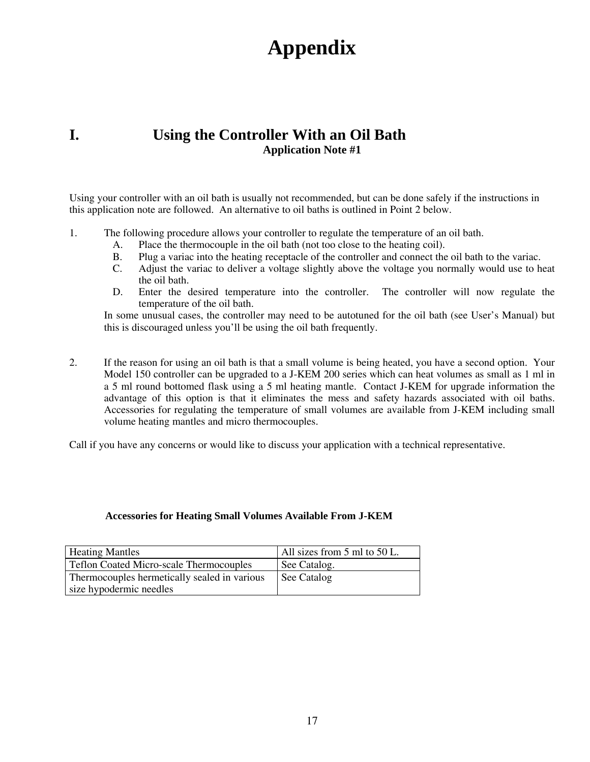# Appendix

## I. Using the Controller With an Oil Bath

**Application Note #1**

Using your controller with an oil bath is usually not recommended, but can be done safely if the instructions in this application note are followed. An alternative to oil baths is outlined in Point 2 below.

1. The following procedure allows your controller to regulate the temperature of an oil bath.
   A. Place the thermocouple in the oil bath (not too close to the heating coil).
   B. Plug a variac into the heating receptacle of the controller and connect the oil bath to the variac.
   C. Adjust the variac to deliver a voltage slightly above the voltage you normally would use to heat the oil bath.
   D. Enter the desired temperature into the controller. The controller will now regulate the temperature of the oil bath.

   In some unusual cases, the controller may need to be autotuned for the oil bath (see User's Manual) but this is discouraged unless you'll be using the oil bath frequently.

2. If the reason for using an oil bath is that a small volume is being heated, you have a second option. Your Model 150 controller can be upgraded to a J-KEM 200 series which can heat volumes as small as 1 ml in a 5 ml round bottomed flask using a 5 ml heating mantle. Contact J-KEM for upgrade information the advantage of this option is that it eliminates the mess and safety hazards associated with oil baths. Accessories for regulating the temperature of small volumes are available from J-KEM including small volume heating mantles and micro thermocouples.

Call if you have any concerns or would like to discuss your application with a technical representative.

**Accessories for Heating Small Volumes Available From J-KEM**

| Heating Mantles | All sizes from 5 ml to 50 L. |
|---|---|
| Teflon Coated Micro-scale Thermocouples | See Catalog. |
| Thermocouples hermetically sealed in various size hypodermic needles | See Catalog |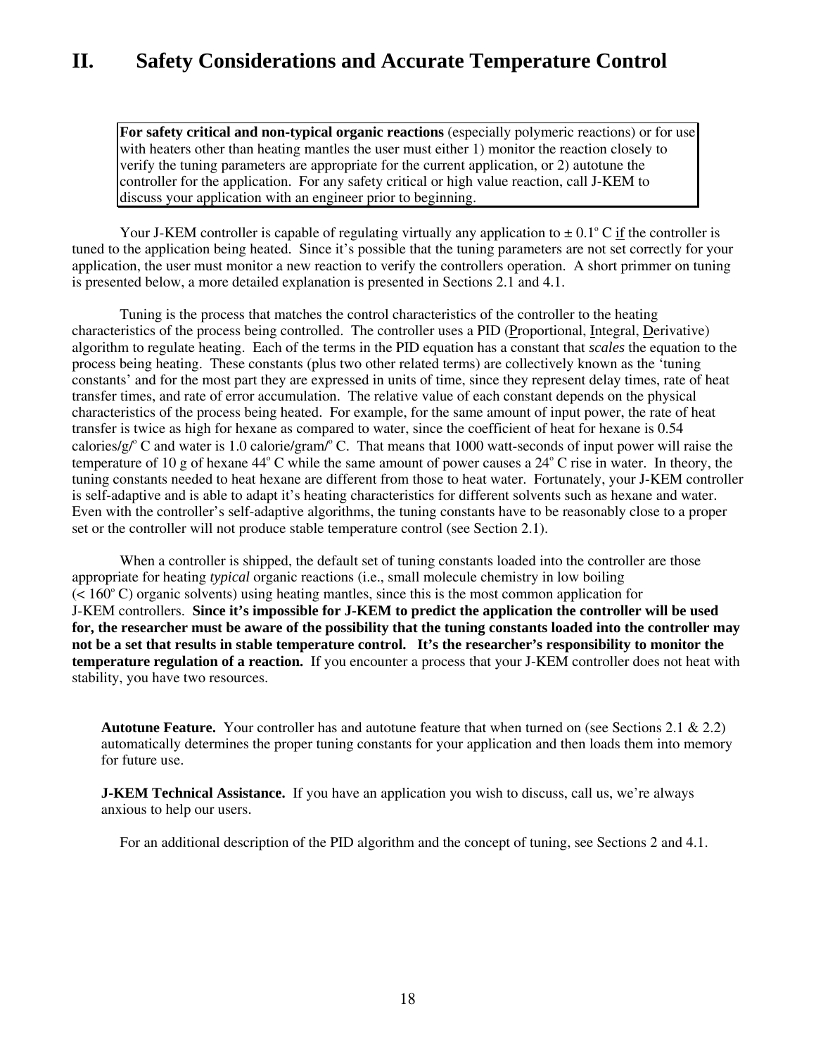# II. Safety Considerations and Accurate Temperature Control

> **For safety critical and non-typical organic reactions** (especially polymeric reactions) or for use with heaters other than heating mantles the user must either 1) monitor the reaction closely to verify the tuning parameters are appropriate for the current application, or 2) autotune the controller for the application. For any safety critical or high value reaction, call J-KEM to discuss your application with an engineer prior to beginning.

Your J-KEM controller is capable of regulating virtually any application to ± 0.1º C <u>if</u> the controller is tuned to the application being heated. Since it's possible that the tuning parameters are not set correctly for your application, the user must monitor a new reaction to verify the controllers operation. A short primmer on tuning is presented below, a more detailed explanation is presented in Sections 2.1 and 4.1.

Tuning is the process that matches the control characteristics of the controller to the heating characteristics of the process being controlled. The controller uses a PID (<u>P</u>roportional, <u>I</u>ntegral, <u>D</u>erivative) algorithm to regulate heating. Each of the terms in the PID equation has a constant that *scales* the equation to the process being heating. These constants (plus two other related terms) are collectively known as the 'tuning constants' and for the most part they are expressed in units of time, since they represent delay times, rate of heat transfer times, and rate of error accumulation. The relative value of each constant depends on the physical characteristics of the process being heated. For example, for the same amount of input power, the rate of heat transfer is twice as high for hexane as compared to water, since the coefficient of heat for hexane is 0.54 calories/g/º C and water is 1.0 calorie/gram/º C. That means that 1000 watt-seconds of input power will raise the temperature of 10 g of hexane 44º C while the same amount of power causes a 24º C rise in water. In theory, the tuning constants needed to heat hexane are different from those to heat water. Fortunately, your J-KEM controller is self-adaptive and is able to adapt it's heating characteristics for different solvents such as hexane and water. Even with the controller's self-adaptive algorithms, the tuning constants have to be reasonably close to a proper set or the controller will not produce stable temperature control (see Section 2.1).

When a controller is shipped, the default set of tuning constants loaded into the controller are those appropriate for heating *typical* organic reactions (i.e., small molecule chemistry in low boiling (< 160º C) organic solvents) using heating mantles, since this is the most common application for J-KEM controllers. **Since it's impossible for J-KEM to predict the application the controller will be used for, the researcher must be aware of the possibility that the tuning constants loaded into the controller may not be a set that results in stable temperature control. It's the researcher's responsibility to monitor the temperature regulation of a reaction.** If you encounter a process that your J-KEM controller does not heat with stability, you have two resources.

**Autotune Feature.** Your controller has and autotune feature that when turned on (see Sections 2.1 & 2.2) automatically determines the proper tuning constants for your application and then loads them into memory for future use.

**J-KEM Technical Assistance.** If you have an application you wish to discuss, call us, we're always anxious to help our users.

For an additional description of the PID algorithm and the concept of tuning, see Sections 2 and 4.1.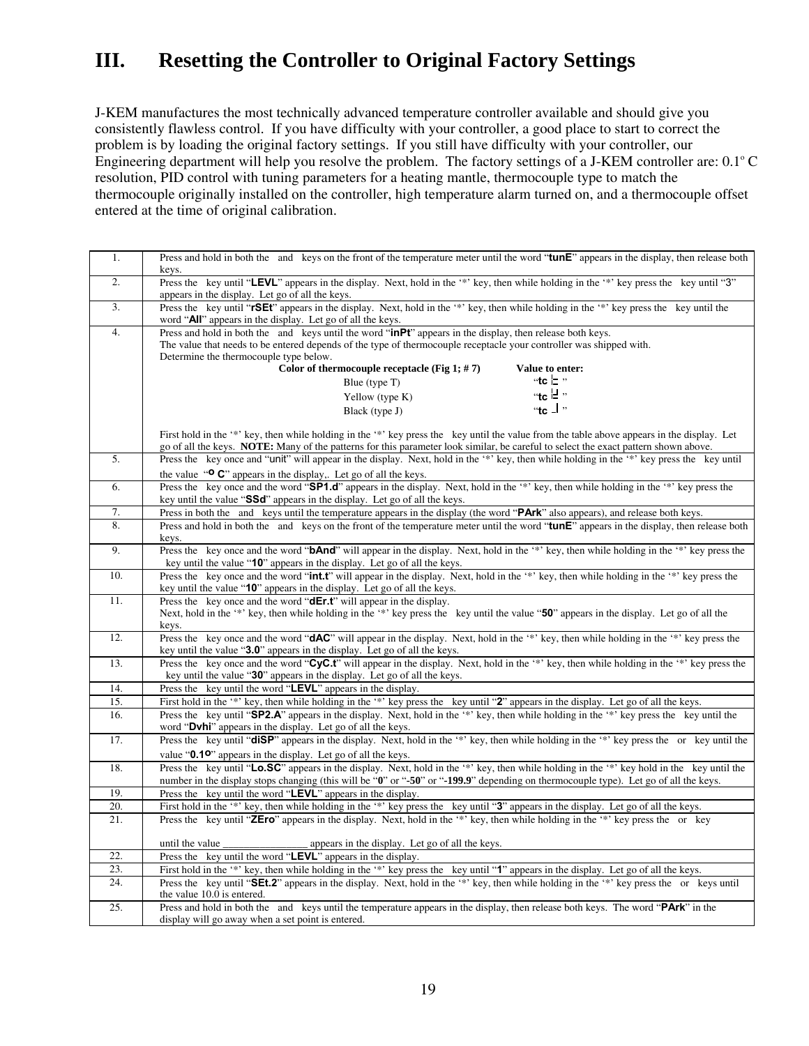# III. Resetting the Controller to Original Factory Settings

J-KEM manufactures the most technically advanced temperature controller available and should give you consistently flawless control. If you have difficulty with your controller, a good place to start to correct the problem is by loading the original factory settings. If you still have difficulty with your controller, our Engineering department will help you resolve the problem. The factory settings of a J-KEM controller are: 0.1° C resolution, PID control with tuning parameters for a heating mantle, thermocouple type to match the thermocouple originally installed on the controller, high temperature alarm turned on, and a thermocouple offset entered at the time of original calibration.

| | |
|---|---|
| 1. | Press and hold in both the and keys on the front of the temperature meter until the word "**tunE**" appears in the display, then release both keys. |
| 2. | Press the key until "**LEVL**" appears in the display. Next, hold in the '*' key, then while holding in the '*' key press the key until "**3**" appears in the display. Let go of all the keys. |
| 3. | Press the key until "**rSEt**" appears in the display. Next, hold in the '*' key, then while holding in the '*' key press the key until the word "**All**" appears in the display. Let go of all the keys. |
| 4. | Press and hold in both the and keys until the word "**inPt**" appears in the display, then release both keys.<br>The value that needs to be entered depends of the type of thermocouple receptacle your controller was shipped with.<br>Determine the thermocouple type below.<br>**Color of thermocouple receptacle (Fig 1; # 7)** — **Value to enter:**<br>Blue (type T) — "**tc** "<br>Yellow (type K) — "**tc** "<br>Black (type J) — "**tc** "<br><br>First hold in the '*' key, then while holding in the '*' key press the key until the value from the table above appears in the display. Let go of all the keys. **NOTE:** Many of the patterns for this parameter look similar, be careful to select the exact pattern shown above. |
| 5. | Press the key once and "**unit**" will appear in the display. Next, hold in the '*' key, then while holding in the '*' key press the key until the value "**° C**" appears in the display,. Let go of all the keys. |
| 6. | Press the key once and the word "**SP1.d**" appears in the display. Next, hold in the '*' key, then while holding in the '*' key press the key until the value "**SSd**" appears in the display. Let go of all the keys. |
| 7. | Press in both the and keys until the temperature appears in the display (the word "**PArk**" also appears), and release both keys. |
| 8. | Press and hold in both the and keys on the front of the temperature meter until the word "**tunE**" appears in the display, then release both keys. |
| 9. | Press the key once and the word "**bAnd**" will appear in the display. Next, hold in the '*' key, then while holding in the '*' key press the key until the value "**10**" appears in the display. Let go of all the keys. |
| 10. | Press the key once and the word "**int.t**" will appear in the display. Next, hold in the '*' key, then while holding in the '*' key press the key until the value "**10**" appears in the display. Let go of all the keys. |
| 11. | Press the key once and the word "**dEr.t**" will appear in the display.<br>Next, hold in the '*' key, then while holding in the '*' key press the key until the value "**50**" appears in the display. Let go of all the keys. |
| 12. | Press the key once and the word "**dAC**" will appear in the display. Next, hold in the '*' key, then while holding in the '*' key press the key until the value "**3.0**" appears in the display. Let go of all the keys. |
| 13. | Press the key once and the word "**CyC.t**" will appear in the display. Next, hold in the '*' key, then while holding in the '*' key press the key until the value "**30**" appears in the display. Let go of all the keys. |
| 14. | Press the key until the word "**LEVL**" appears in the display. |
| 15. | First hold in the '*' key, then while holding in the '*' key press the key until "**2**" appears in the display. Let go of all the keys. |
| 16. | Press the key until "**SP2.A**" appears in the display. Next, hold in the '*' key, then while holding in the '*' key press the key until the word "**Dvhi**" appears in the display. Let go of all the keys. |
| 17. | Press the key until "**diSP**" appears in the display. Next, hold in the '*' key, then while holding in the '*' key press the or key until the value "**0.1°**" appears in the display. Let go of all the keys. |
| 18. | Press the key until "**Lo.SC**" appears in the display. Next, hold in the '*' key, then while holding in the '*' key hold in the key until the number in the display stops changing (this will be "**0**" or "**-50**" or "**-199.9**" depending on thermocouple type). Let go of all the keys. |
| 19. | Press the key until the word "**LEVL**" appears in the display. |
| 20. | First hold in the '*' key, then while holding in the '*' key press the key until "**3**" appears in the display. Let go of all the keys. |
| 21. | Press the key until "**ZEro**" appears in the display. Next, hold in the '*' key, then while holding in the '*' key press the or key<br><br>until the value ________________ appears in the display. Let go of all the keys. |
| 22. | Press the key until the word "**LEVL**" appears in the display. |
| 23. | First hold in the '*' key, then while holding in the '*' key press the key until "**1**" appears in the display. Let go of all the keys. |
| 24. | Press the key until "**SEt.2**" appears in the display. Next, hold in the '*' key, then while holding in the '*' key press the or keys until the value 10.0 is entered. |
| 25. | Press and hold in both the and keys until the temperature appears in the display, then release both keys. The word "**PArk**" in the display will go away when a set point is entered. |